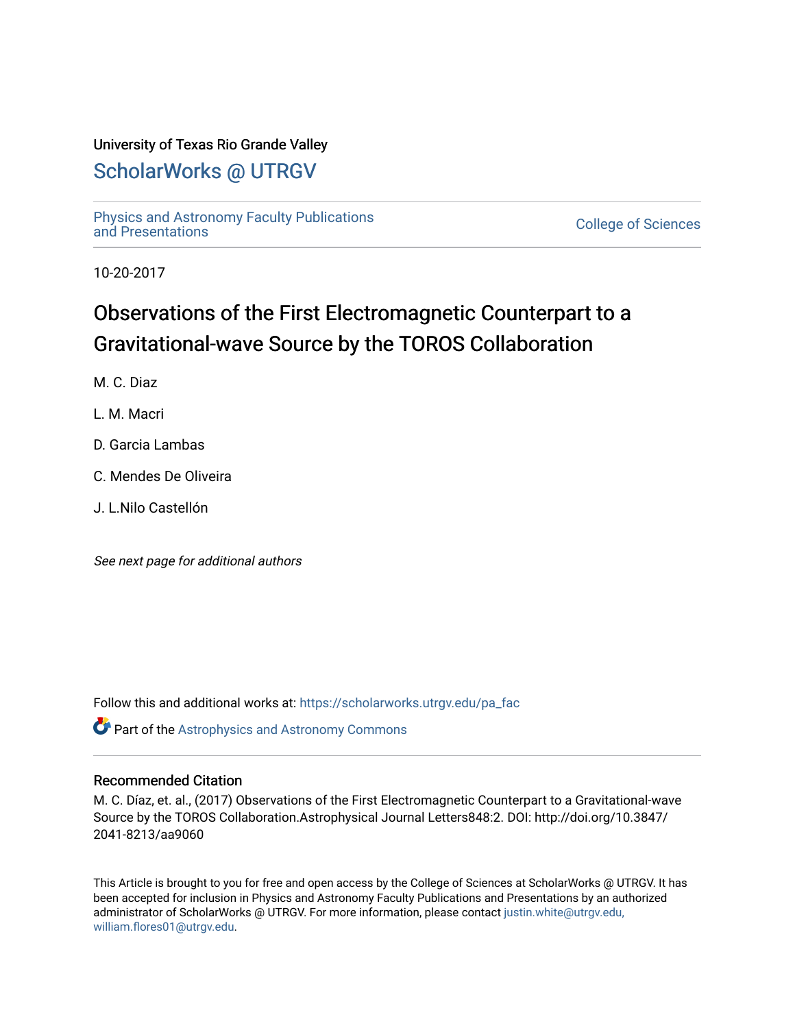University of Texas Rio Grande Valley

## ScholarWorks @ UTRGV

Physics and Astronomy Faculty Publications and Presentations

College of Sciences

10-20-2017

# Observations of the First Electromagnetic Counterpart to a Gravitational-wave Source by the TOROS Collaboration

M. C. Diaz

L. M. Macri

D. Garcia Lambas

C. Mendes De Oliveira

J. L.Nilo Castellón

*See next page for additional authors*

Follow this and additional works at: https://scholarworks.utrgv.edu/pa_fac

Part of the Astrophysics and Astronomy Commons

### Recommended Citation

M. C. Díaz, et. al., (2017) Observations of the First Electromagnetic Counterpart to a Gravitational-wave Source by the TOROS Collaboration.Astrophysical Journal Letters848:2. DOI: http://doi.org/10.3847/2041-8213/aa9060

This Article is brought to you for free and open access by the College of Sciences at ScholarWorks @ UTRGV. It has been accepted for inclusion in Physics and Astronomy Faculty Publications and Presentations by an authorized administrator of ScholarWorks @ UTRGV. For more information, please contact justin.white@utrgv.edu, william.flores01@utrgv.edu.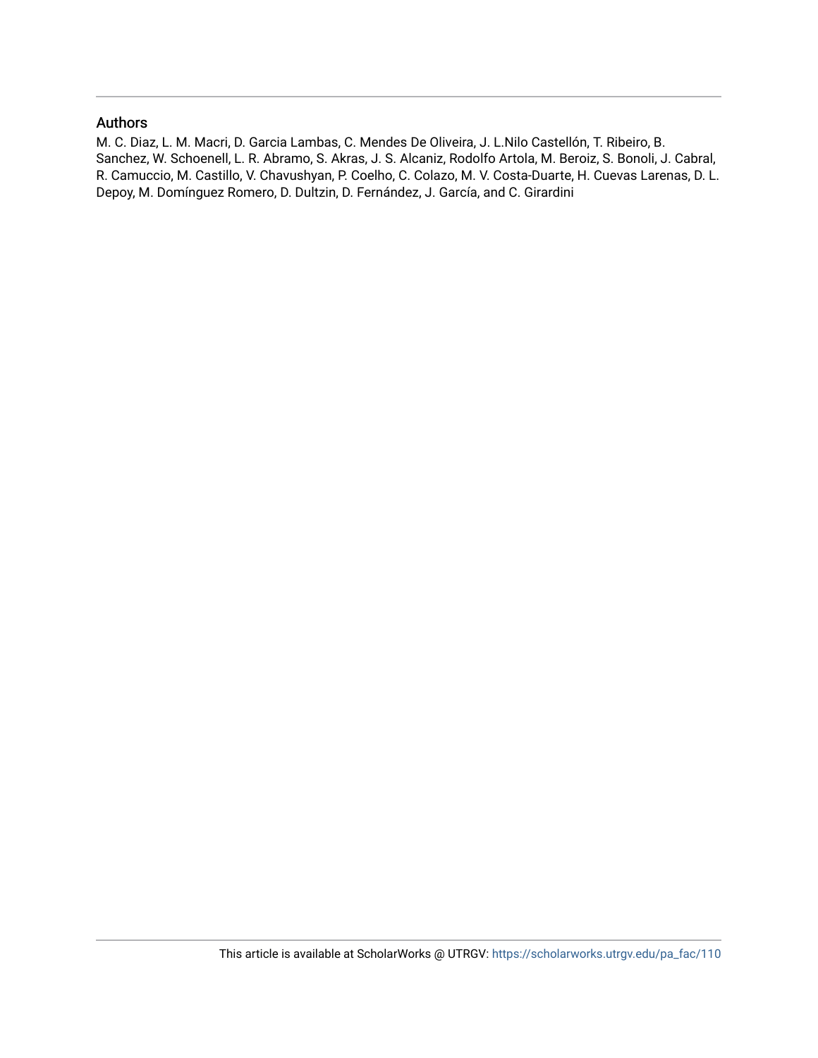## Authors

M. C. Diaz, L. M. Macri, D. Garcia Lambas, C. Mendes De Oliveira, J. L.Nilo Castellón, T. Ribeiro, B. Sanchez, W. Schoenell, L. R. Abramo, S. Akras, J. S. Alcaniz, Rodolfo Artola, M. Beroiz, S. Bonoli, J. Cabral, R. Camuccio, M. Castillo, V. Chavushyan, P. Coelho, C. Colazo, M. V. Costa-Duarte, H. Cuevas Larenas, D. L. Depoy, M. Domínguez Romero, D. Dultzin, D. Fernández, J. García, and C. Girardini

This article is available at ScholarWorks @ UTRGV: https://scholarworks.utrgv.edu/pa_fac/110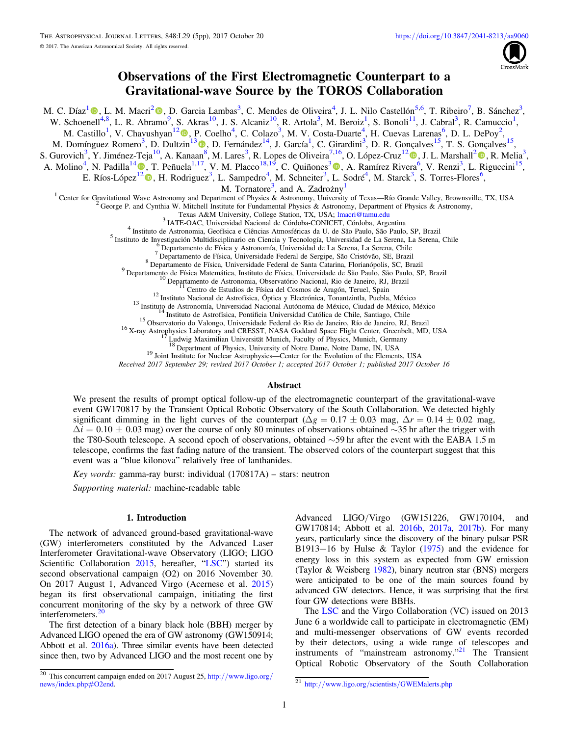# Observations of the First Electromagnetic Counterpart to a Gravitational-wave Source by the TOROS Collaboration

M. C. Díaz[1], L. M. Macri[2], D. Garcia Lambas[3], C. Mendes de Oliveira[4], J. L. Nilo Castellón[5,6], T. Ribeiro[7], B. Sánchez[3], W. Schoenell[4,8], L. R. Abramo[9], S. Akras[10], J. S. Alcaniz[10], R. Artola[3], M. Beroiz[1], S. Bonoli[11], J. Cabral[3], R. Camuccio[1], M. Castillo[1], V. Chavushyan[12], P. Coelho[4], C. Colazo[3], M. V. Costa-Duarte[4], H. Cuevas Larenas[6], D. L. DePoy[2], M. Domínguez Romero[3], D. Dultzin[13], D. Fernández[14], J. García[1], C. Girardini[3], D. R. Gonçalves[15], T. S. Gonçalves[15], S. Gurovich[3], Y. Jiménez-Teja[10], A. Kanaan[8], M. Lares[3], R. Lopes de Oliveira[7,16], O. López-Cruz[12], J. L. Marshall[2], R. Melia[3], A. Molino[4], N. Padilla[14], T. Peñuela[1,17], V. M. Placco[18,19], C. Quiñones[3], A. Ramírez Rivera[6], V. Renzi[3], L. Riguccini[15], E. Ríos-López[12], H. Rodriguez[3], L. Sampedro[4], M. Schneiter[3], L. Sodré[4], M. Starck[3], S. Torres-Flores[6], M. Tornatore[3], and A. Zadrożny[1]

[1] Center for Gravitational Wave Astronomy and Department of Physics & Astronomy, University of Texas—Río Grande Valley, Brownsville, TX, USA
[2] George P. and Cynthia W. Mitchell Institute for Fundamental Physics & Astronomy, Department of Physics & Astronomy, Texas A&M University, College Station, TX, USA; lmacri@tamu.edu
[3] IATE-OAC, Universidad Nacional de Córdoba-CONICET, Córdoba, Argentina
[4] Instituto de Astronomia, Geofísica e Ciências Atmosféricas da U. de São Paulo, São Paulo, SP, Brazil
[5] Instituto de Investigación Multidisciplinario en Ciencia y Tecnología, Universidad de La Serena, La Serena, Chile
[6] Departamento de Física y Astronomía, Universidad de La Serena, La Serena, Chile
[7] Departamento de Física, Universidade Federal de Sergipe, São Cristóvão, SE, Brazil
[8] Departamento de Física, Universidade Federal de Santa Catarina, Florianópolis, SC, Brazil
[9] Departamento de Física Matemática, Instituto de Física, Universidade de São Paulo, São Paulo, SP, Brazil
[10] Departamento de Astronomia, Observatório Nacional, Rio de Janeiro, RJ, Brazil
[11] Centro de Estudios de Física del Cosmos de Aragón, Teruel, Spain
[12] Instituto Nacional de Astrofísica, Óptica y Electrónica, Tonantzintla, Puebla, México
[13] Instituto de Astronomía, Universidad Nacional Autónoma de México, Ciudad de México, México
[14] Instituto de Astrofísica, Pontificia Universidad Católica de Chile, Santiago, Chile
[15] Observatorio do Valongo, Universidade Federal do Rio de Janeiro, Río de Janeiro, RJ, Brazil
[16] X-ray Astrophysics Laboratory and CRESST, NASA Goddard Space Flight Center, Greenbelt, MD, USA
[17] Ludwig Maximilian Universität Munich, Faculty of Physics, Munich, Germany
[18] Department of Physics, University of Notre Dame, Notre Dame, IN, USA
[19] Joint Institute for Nuclear Astrophysics—Center for the Evolution of the Elements, USA

*Received 2017 September 29; revised 2017 October 1; accepted 2017 October 1; published 2017 October 16*

## Abstract

We present the results of prompt optical follow-up of the electromagnetic counterpart of the gravitational-wave event GW170817 by the Transient Optical Robotic Observatory of the South Collaboration. We detected highly significant dimming in the light curves of the counterpart ($\Delta g = 0.17 \pm 0.03$ mag, $\Delta r = 0.14 \pm 0.02$ mag, $\Delta i = 0.10 \pm 0.03$ mag) over the course of only 80 minutes of observations obtained ~35 hr after the trigger with the T80-South telescope. A second epoch of observations, obtained ~59 hr after the event with the EABA 1.5 m telescope, confirms the fast fading nature of the transient. The observed colors of the counterpart suggest that this event was a "blue kilonova" relatively free of lanthanides.

*Key words:* gamma-ray burst: individual (170817A) – stars: neutron

*Supporting material:* machine-readable table

## 1. Introduction

The network of advanced ground-based gravitational-wave (GW) interferometers constituted by the Advanced Laser Interferometer Gravitational-wave Observatory (LIGO; LIGO Scientific Collaboration 2015, hereafter, "LSC") started its second observational campaign (O2) on 2016 November 30. On 2017 August 1, Advanced Virgo (Acernese et al. 2015) began its first observational campaign, initiating the first concurrent monitoring of the sky by a network of three GW interferometers.[20]

The first detection of a binary black hole (BBH) merger by Advanced LIGO opened the era of GW astronomy (GW150914; Abbott et al. 2016a). Three similar events have been detected since then, two by Advanced LIGO and the most recent one by Advanced LIGO/Virgo (GW151226, GW170104, and GW170814; Abbott et al. 2016b, 2017a, 2017b). For many years, particularly since the discovery of the binary pulsar PSR B1913+16 by Hulse & Taylor (1975) and the evidence for energy loss in this system as expected from GW emission (Taylor & Weisberg 1982), binary neutron star (BNS) mergers were anticipated to be one of the main sources found by advanced GW detectors. Hence, it was surprising that the first four GW detections were BBHs.

The LSC and the Virgo Collaboration (VC) issued on 2013 June 6 a worldwide call to participate in electromagnetic (EM) and multi-messenger observations of GW events recorded by their detectors, using a wide range of telescopes and instruments of "mainstream astronomy."[21] The Transient Optical Robotic Observatory of the South Collaboration

[20] This concurrent campaign ended on 2017 August 25, http://www.ligo.org/news/index.php#O2end.

[21] http://www.ligo.org/scientists/GWEMalerts.php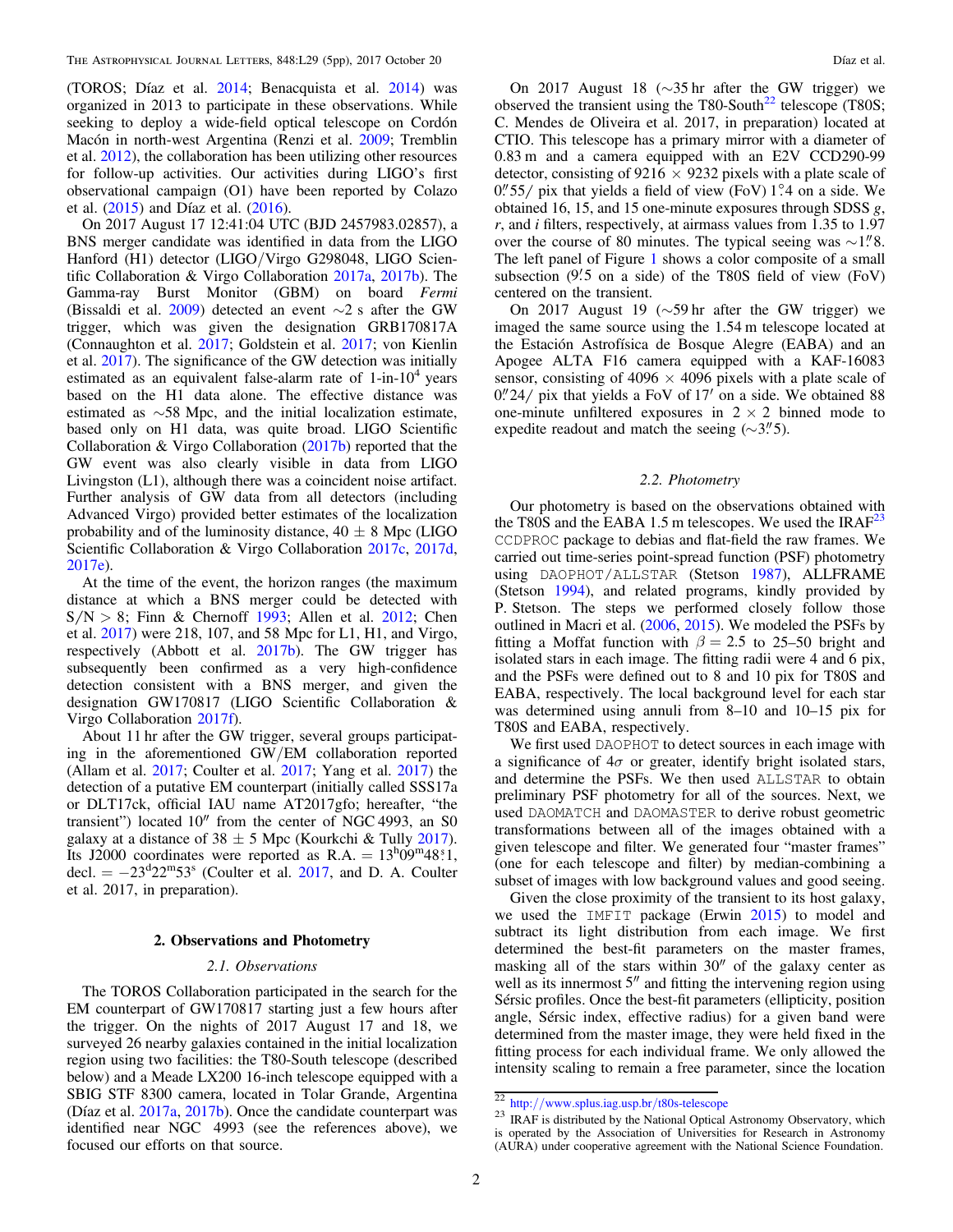(TOROS; Díaz et al. 2014; Benacquista et al. 2014) was organized in 2013 to participate in these observations. While seeking to deploy a wide-field optical telescope on Cordón Macón in north-west Argentina (Renzi et al. 2009; Tremblin et al. 2012), the collaboration has been utilizing other resources for follow-up activities. Our activities during LIGO's first observational campaign (O1) have been reported by Colazo et al. (2015) and Díaz et al. (2016).

On 2017 August 17 12:41:04 UTC (BJD 2457983.02857), a BNS merger candidate was identified in data from the LIGO Hanford (H1) detector (LIGO/Virgo G298048, LIGO Scientific Collaboration & Virgo Collaboration 2017a, 2017b). The Gamma-ray Burst Monitor (GBM) on board *Fermi* (Bissaldi et al. 2009) detected an event ~2 s after the GW trigger, which was given the designation GRB170817A (Connaughton et al. 2017; Goldstein et al. 2017; von Kienlin et al. 2017). The significance of the GW detection was initially estimated as an equivalent false-alarm rate of 1-in-$10^4$ years based on the H1 data alone. The effective distance was estimated as ~58 Mpc, and the initial localization estimate, based only on H1 data, was quite broad. LIGO Scientific Collaboration & Virgo Collaboration (2017b) reported that the GW event was also clearly visible in data from LIGO Livingston (L1), although there was a coincident noise artifact. Further analysis of GW data from all detectors (including Advanced Virgo) provided better estimates of the localization probability and of the luminosity distance, $40 \pm 8$ Mpc (LIGO Scientific Collaboration & Virgo Collaboration 2017c, 2017d, 2017e).

At the time of the event, the horizon ranges (the maximum distance at which a BNS merger could be detected with $S/N > 8$; Finn & Chernoff 1993; Allen et al. 2012; Chen et al. 2017) were 218, 107, and 58 Mpc for L1, H1, and Virgo, respectively (Abbott et al. 2017b). The GW trigger has subsequently been confirmed as a very high-confidence detection consistent with a BNS merger, and given the designation GW170817 (LIGO Scientific Collaboration & Virgo Collaboration 2017f).

About 11 hr after the GW trigger, several groups participating in the aforementioned GW/EM collaboration reported (Allam et al. 2017; Coulter et al. 2017; Yang et al. 2017) the detection of a putative EM counterpart (initially called SSS17a or DLT17ck, official IAU name AT2017gfo; hereafter, "the transient") located 10″ from the center of NGC 4993, an S0 galaxy at a distance of $38 \pm 5$ Mpc (Kourkchi & Tully 2017). Its J2000 coordinates were reported as R.A. = $13^{h}09^{m}48^{s}.1$, decl. = $-23^{d}22^{m}53^{s}$ (Coulter et al. 2017, and D. A. Coulter et al. 2017, in preparation).

## 2. Observations and Photometry

### 2.1. Observations

The TOROS Collaboration participated in the search for the EM counterpart of GW170817 starting just a few hours after the trigger. On the nights of 2017 August 17 and 18, we surveyed 26 nearby galaxies contained in the initial localization region using two facilities: the T80-South telescope (described below) and a Meade LX200 16-inch telescope equipped with a SBIG STF 8300 camera, located in Tolar Grande, Argentina (Díaz et al. 2017a, 2017b). Once the candidate counterpart was identified near NGC 4993 (see the references above), we focused our efforts on that source.

On 2017 August 18 (~35 hr after the GW trigger) we observed the transient using the T80-South[22] telescope (T80S; C. Mendes de Oliveira et al. 2017, in preparation) located at CTIO. This telescope has a primary mirror with a diameter of 0.83 m and a camera equipped with an E2V CCD290-99 detector, consisting of 9216 × 9232 pixels with a plate scale of 0″.55/ pix that yields a field of view (FoV) 1°.4 on a side. We obtained 16, 15, and 15 one-minute exposures through SDSS *g*, *r*, and *i* filters, respectively, at airmass values from 1.35 to 1.97 over the course of 80 minutes. The typical seeing was ~1″.8. The left panel of Figure 1 shows a color composite of a small subsection (9′.5 on a side) of the T80S field of view (FoV) centered on the transient.

On 2017 August 19 (~59 hr after the GW trigger) we imaged the same source using the 1.54 m telescope located at the Estación Astrofísica de Bosque Alegre (EABA) and an Apogee ALTA F16 camera equipped with a KAF-16083 sensor, consisting of 4096 × 4096 pixels with a plate scale of 0″.24/ pix that yields a FoV of 17′ on a side. We obtained 88 one-minute unfiltered exposures in 2 × 2 binned mode to expedite readout and match the seeing (~3″.5).

### 2.2. Photometry

Our photometry is based on the observations obtained with the T80S and the EABA 1.5 m telescopes. We used the IRAF[23] CCDPROC package to debias and flat-field the raw frames. We carried out time-series point-spread function (PSF) photometry using DAOPHOT/ALLSTAR (Stetson 1987), ALLFRAME (Stetson 1994), and related programs, kindly provided by P. Stetson. The steps we performed closely follow those outlined in Macri et al. (2006, 2015). We modeled the PSFs by fitting a Moffat function with $\beta = 2.5$ to 25–50 bright and isolated stars in each image. The fitting radii were 4 and 6 pix, and the PSFs were defined out to 8 and 10 pix for T80S and EABA, respectively. The local background level for each star was determined using annuli from 8–10 and 10–15 pix for T80S and EABA, respectively.

We first used DAOPHOT to detect sources in each image with a significance of 4$\sigma$ or greater, identify bright isolated stars, and determine the PSFs. We then used ALLSTAR to obtain preliminary PSF photometry for all of the sources. Next, we used DAOMATCH and DAOMASTER to derive robust geometric transformations between all of the images obtained with a given telescope and filter. We generated four "master frames" (one for each telescope and filter) by median-combining a subset of images with low background values and good seeing.

Given the close proximity of the transient to its host galaxy, we used the IMFIT package (Erwin 2015) to model and subtract its light distribution from each image. We first determined the best-fit parameters on the master frames, masking all of the stars within 30″ of the galaxy center as well as its innermost 5″ and fitting the intervening region using Sérsic profiles. Once the best-fit parameters (ellipticity, position angle, Sérsic index, effective radius) for a given band were determined from the master image, they were held fixed in the fitting process for each individual frame. We only allowed the intensity scaling to remain a free parameter, since the location

[22] http://www.splus.iag.usp.br/t80s-telescope

[23] IRAF is distributed by the National Optical Astronomy Observatory, which is operated by the Association of Universities for Research in Astronomy (AURA) under cooperative agreement with the National Science Foundation.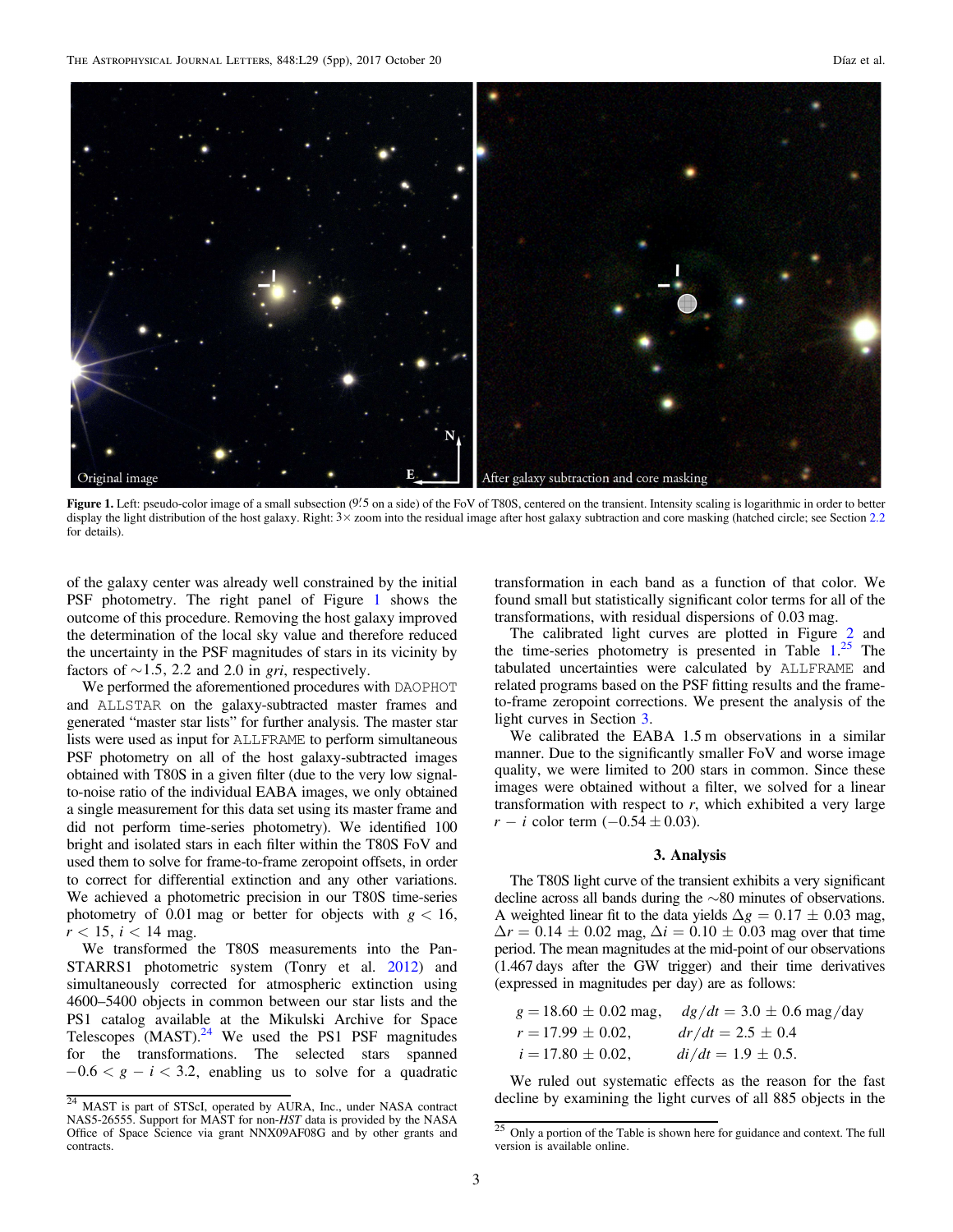Figure 1. Left: pseudo-color image of a small subsection (9.′5 on a side) of the FoV of T80S, centered on the transient. Intensity scaling is logarithmic in order to better display the light distribution of the host galaxy. Right: 3× zoom into the residual image after host galaxy subtraction and core masking (hatched circle; see Section 2.2 for details).

of the galaxy center was already well constrained by the initial PSF photometry. The right panel of Figure 1 shows the outcome of this procedure. Removing the host galaxy improved the determination of the local sky value and therefore reduced the uncertainty in the PSF magnitudes of stars in its vicinity by factors of ∼1.5, 2.2 and 2.0 in *gri*, respectively.

We performed the aforementioned procedures with DAOPHOT and ALLSTAR on the galaxy-subtracted master frames and generated "master star lists" for further analysis. The master star lists were used as input for ALLFRAME to perform simultaneous PSF photometry on all of the host galaxy-subtracted images obtained with T80S in a given filter (due to the very low signal-to-noise ratio of the individual EABA images, we only obtained a single measurement for this data set using its master frame and did not perform time-series photometry). We identified 100 bright and isolated stars in each filter within the T80S FoV and used them to solve for frame-to-frame zeropoint offsets, in order to correct for differential extinction and any other variations. We achieved a photometric precision in our T80S time-series photometry of 0.01 mag or better for objects with $g < 16$, $r < 15$, $i < 14$ mag.

We transformed the T80S measurements into the Pan-STARRS1 photometric system (Tonry et al. 2012) and simultaneously corrected for atmospheric extinction using 4600–5400 objects in common between our star lists and the PS1 catalog available at the Mikulski Archive for Space Telescopes (MAST).[24] We used the PS1 PSF magnitudes for the transformations. The selected stars spanned $-0.6 < g - i < 3.2$, enabling us to solve for a quadratic transformation in each band as a function of that color. We found small but statistically significant color terms for all of the transformations, with residual dispersions of 0.03 mag.

The calibrated light curves are plotted in Figure 2 and the time-series photometry is presented in Table 1.[25] The tabulated uncertainties were calculated by ALLFRAME and related programs based on the PSF fitting results and the frame-to-frame zeropoint corrections. We present the analysis of the light curves in Section 3.

We calibrated the EABA 1.5 m observations in a similar manner. Due to the significantly smaller FoV and worse image quality, we were limited to 200 stars in common. Since these images were obtained without a filter, we solved for a linear transformation with respect to *r*, which exhibited a very large $r - i$ color term ($-0.54 \pm 0.03$).

## 3. Analysis

The T80S light curve of the transient exhibits a very significant decline across all bands during the ∼80 minutes of observations. A weighted linear fit to the data yields $\Delta g = 0.17 \pm 0.03$ mag, $\Delta r = 0.14 \pm 0.02$ mag, $\Delta i = 0.10 \pm 0.03$ mag over that time period. The mean magnitudes at the mid-point of our observations (1.467 days after the GW trigger) and their time derivatives (expressed in magnitudes per day) are as follows:

$$g = 18.60 \pm 0.02 \text{ mag}, \quad dg/dt = 3.0 \pm 0.6 \text{ mag/day}$$
$$r = 17.99 \pm 0.02, \quad dr/dt = 2.5 \pm 0.4$$
$$i = 17.80 \pm 0.02, \quad di/dt = 1.9 \pm 0.5.$$

We ruled out systematic effects as the reason for the fast decline by examining the light curves of all 885 objects in the

[24] MAST is part of STScI, operated by AURA, Inc., under NASA contract NAS5-26555. Support for MAST for non-*HST* data is provided by the NASA Office of Space Science via grant NNX09AF08G and by other grants and contracts.

[25] Only a portion of the Table is shown here for guidance and context. The full version is available online.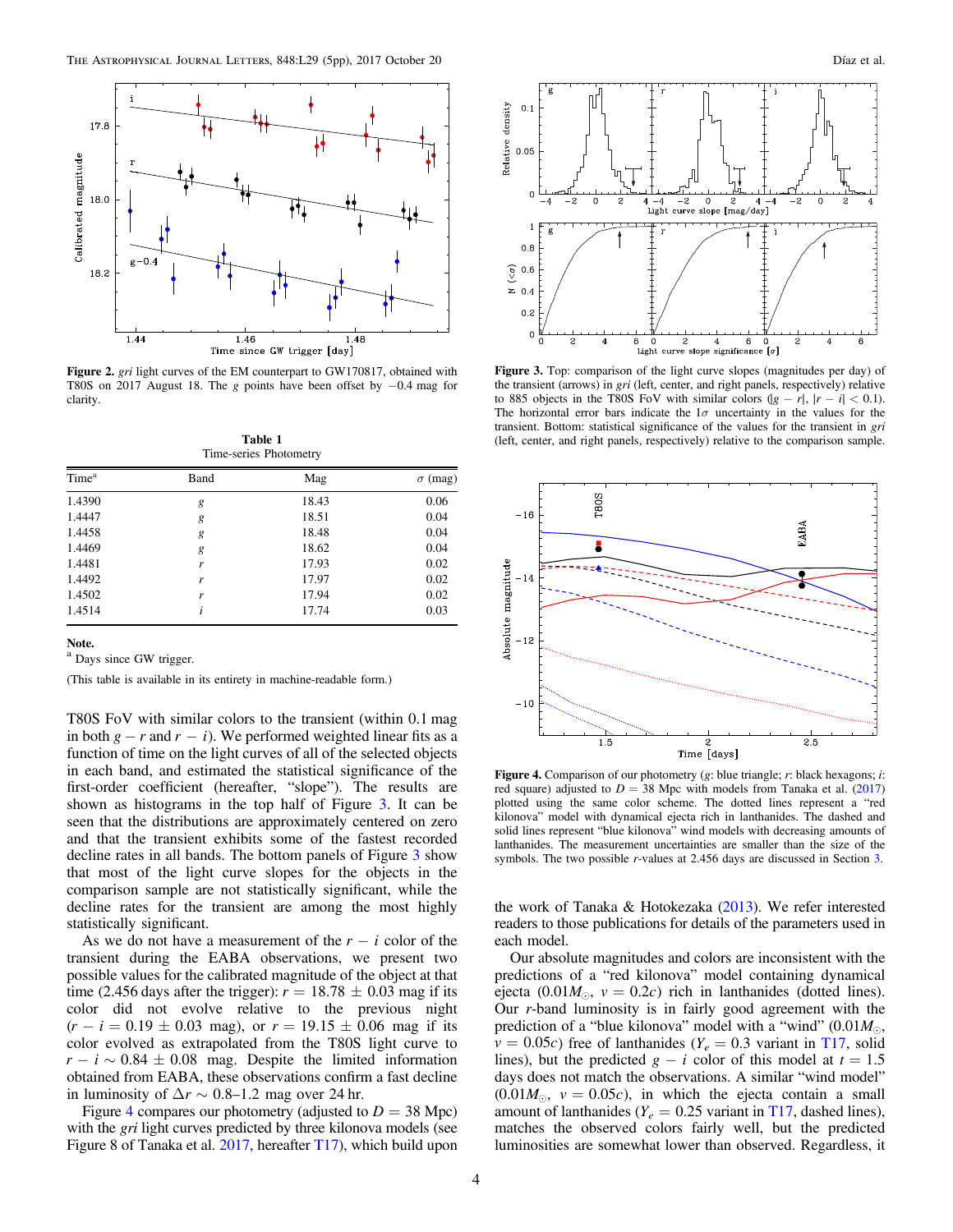Figure 2. *gri* light curves of the EM counterpart to GW170817, obtained with T80S on 2017 August 18. The *g* points have been offset by −0.4 mag for clarity.

**Table 1**
Time-series Photometry

| Time[a] | Band | Mag | $\sigma$ (mag) |
|---|---|---|---|
| 1.4390 | *g* | 18.43 | 0.06 |
| 1.4447 | *g* | 18.51 | 0.04 |
| 1.4458 | *g* | 18.48 | 0.04 |
| 1.4469 | *g* | 18.62 | 0.04 |
| 1.4481 | *r* | 17.93 | 0.02 |
| 1.4492 | *r* | 17.97 | 0.02 |
| 1.4502 | *r* | 17.94 | 0.02 |
| 1.4514 | *i* | 17.74 | 0.03 |

**Note.**
[a] Days since GW trigger.

(This table is available in its entirety in machine-readable form.)

T80S FoV with similar colors to the transient (within 0.1 mag in both $g - r$ and $r - i$). We performed weighted linear fits as a function of time on the light curves of all of the selected objects in each band, and estimated the statistical significance of the first-order coefficient (hereafter, "slope"). The results are shown as histograms in the top half of Figure 3. It can be seen that the distributions are approximately centered on zero and that the transient exhibits some of the fastest recorded decline rates in all bands. The bottom panels of Figure 3 show that most of the light curve slopes for the objects in the comparison sample are not statistically significant, while the decline rates for the transient are among the most highly statistically significant.

As we do not have a measurement of the $r - i$ color of the transient during the EABA observations, we present two possible values for the calibrated magnitude of the object at that time (2.456 days after the trigger): $r = 18.78 \pm 0.03$ mag if its color did not evolve relative to the previous night ($r - i = 0.19 \pm 0.03$ mag), or $r = 19.15 \pm 0.06$ mag if its color evolved as extrapolated from the T80S light curve to $r - i \sim 0.84 \pm 0.08$ mag. Despite the limited information obtained from EABA, these observations confirm a fast decline in luminosity of $\Delta r \sim 0.8$–$1.2$ mag over 24 hr.

Figure 4 compares our photometry (adjusted to $D = 38$ Mpc) with the *gri* light curves predicted by three kilonova models (see Figure 8 of Tanaka et al. 2017, hereafter T17), which build upon

Figure 3. Top: comparison of the light curve slopes (magnitudes per day) of the transient (arrows) in *gri* (left, center, and right panels, respectively) relative to 885 objects in the T80S FoV with similar colors ($|g - r|$, $|r - i| < 0.1$). The horizontal error bars indicate the $1\sigma$ uncertainty in the values for the transient. Bottom: statistical significance of the values for the transient in *gri* (left, center, and right panels, respectively) relative to the comparison sample.

Figure 4. Comparison of our photometry (*g*: blue triangle; *r*: black hexagons; *i*: red square) adjusted to $D = 38$ Mpc with models from Tanaka et al. (2017) plotted using the same color scheme. The dotted lines represent a "red kilonova" model with dynamical ejecta rich in lanthanides. The dashed and solid lines represent "blue kilonova" wind models with decreasing amounts of lanthanides. The measurement uncertainties are smaller than the size of the symbols. The two possible *r*-values at 2.456 days are discussed in Section 3.

the work of Tanaka & Hotokezaka (2013). We refer interested readers to those publications for details of the parameters used in each model.

Our absolute magnitudes and colors are inconsistent with the predictions of a "red kilonova" model containing dynamical ejecta ($0.01M_\odot$, $v = 0.2c$) rich in lanthanides (dotted lines). Our *r*-band luminosity is in fairly good agreement with the prediction of a "blue kilonova" model with a "wind" ($0.01M_\odot$, $v = 0.05c$) free of lanthanides ($Y_e = 0.3$ variant in T17, solid lines), but the predicted $g - i$ color of this model at $t = 1.5$ days does not match the observations. A similar "wind model" ($0.01M_\odot$, $v = 0.05c$), in which the ejecta contain a small amount of lanthanides ($Y_e = 0.25$ variant in T17, dashed lines), matches the observed colors fairly well, but the predicted luminosities are somewhat lower than observed. Regardless, it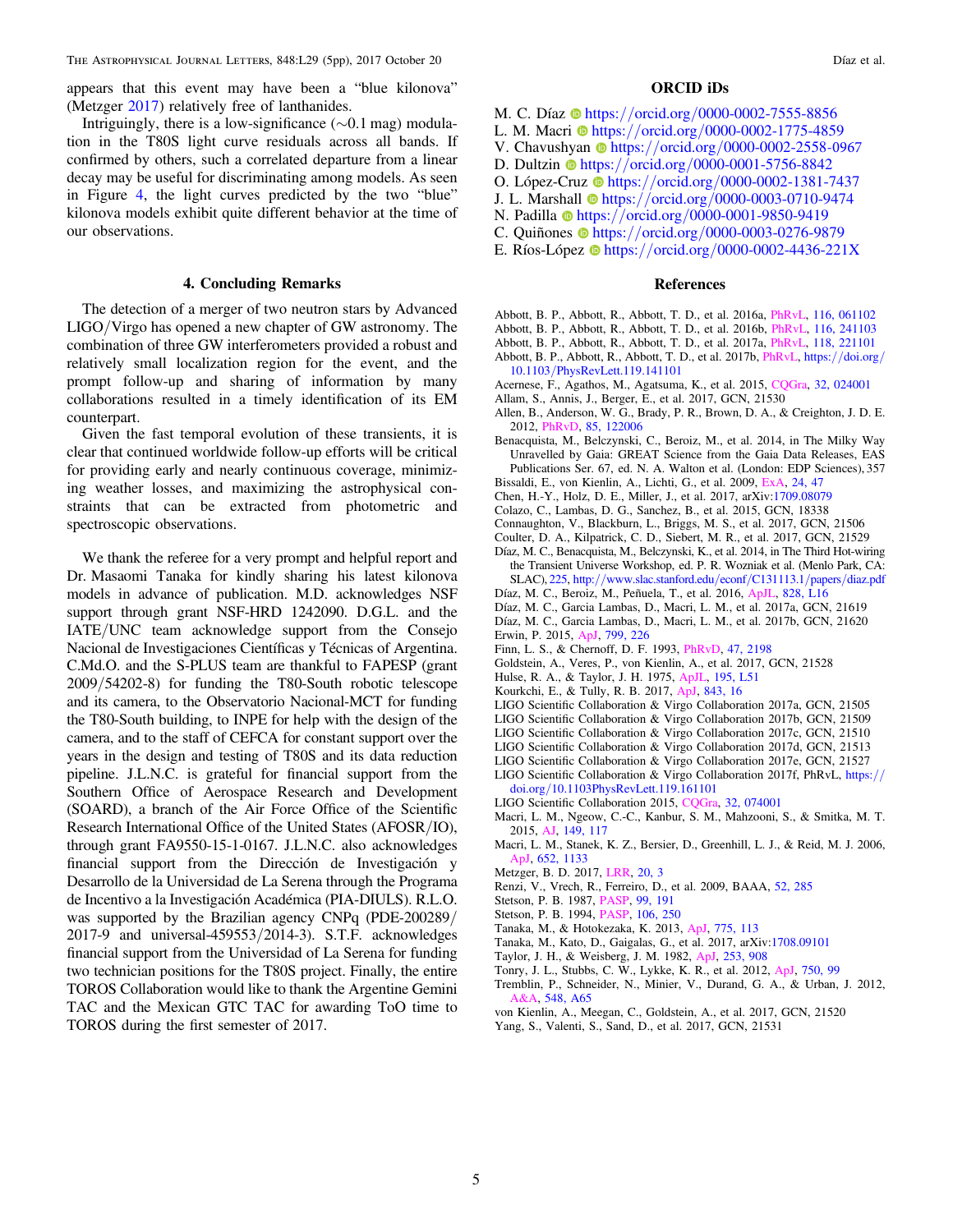appears that this event may have been a "blue kilonova" (Metzger 2017) relatively free of lanthanides.

Intriguingly, there is a low-significance (~0.1 mag) modulation in the T80S light curve residuals across all bands. If confirmed by others, such a correlated departure from a linear decay may be useful for discriminating among models. As seen in Figure 4, the light curves predicted by the two "blue" kilonova models exhibit quite different behavior at the time of our observations.

## 4. Concluding Remarks

The detection of a merger of two neutron stars by Advanced LIGO/Virgo has opened a new chapter of GW astronomy. The combination of three GW interferometers provided a robust and relatively small localization region for the event, and the prompt follow-up and sharing of information by many collaborations resulted in a timely identification of its EM counterpart.

Given the fast temporal evolution of these transients, it is clear that continued worldwide follow-up efforts will be critical for providing early and nearly continuous coverage, minimizing weather losses, and maximizing the astrophysical constraints that can be extracted from photometric and spectroscopic observations.

We thank the referee for a very prompt and helpful report and Dr. Masaomi Tanaka for kindly sharing his latest kilonova models in advance of publication. M.D. acknowledges NSF support through grant NSF-HRD 1242090. D.G.L. and the IATE/UNC team acknowledge support from the Consejo Nacional de Investigaciones Científicas y Técnicas of Argentina. C.Md.O. and the S-PLUS team are thankful to FAPESP (grant 2009/54202-8) for funding the T80-South robotic telescope and its camera, to the Observatorio Nacional-MCT for funding the T80-South building, to INPE for help with the design of the camera, and to the staff of CEFCA for constant support over the years in the design and testing of T80S and its data reduction pipeline. J.L.N.C. is grateful for financial support from the Southern Office of Aerospace Research and Development (SOARD), a branch of the Air Force Office of the Scientific Research International Office of the United States (AFOSR/IO), through grant FA9550-15-1-0167. J.L.N.C. also acknowledges financial support from the Dirección de Investigación y Desarrollo de la Universidad de La Serena through the Programa de Incentivo a la Investigación Académica (PIA-DIULS). R.L.O. was supported by the Brazilian agency CNPq (PDE-200289/2017-9 and universal-459553/2014-3). S.T.F. acknowledges financial support from the Universidad of La Serena for funding two technician positions for the T80S project. Finally, the entire TOROS Collaboration would like to thank the Argentine Gemini TAC and the Mexican GTC TAC for awarding ToO time to TOROS during the first semester of 2017.

## ORCID iDs

M. C. Díaz https://orcid.org/0000-0002-7555-8856
L. M. Macri https://orcid.org/0000-0002-1775-4859
V. Chavushyan https://orcid.org/0000-0002-2558-0967
D. Dultzin https://orcid.org/0000-0001-5756-8842
O. López-Cruz https://orcid.org/0000-0002-1381-7437
J. L. Marshall https://orcid.org/0000-0003-0710-9474
N. Padilla https://orcid.org/0000-0001-9850-9419
C. Quiñones https://orcid.org/0000-0003-0276-9879
E. Ríos-López https://orcid.org/0000-0002-4436-221X

## References

Abbott, B. P., Abbott, R., Abbott, T. D., et al. 2016a, PhRvL, 116, 061102
Abbott, B. P., Abbott, R., Abbott, T. D., et al. 2016b, PhRvL, 116, 241103
Abbott, B. P., Abbott, R., Abbott, T. D., et al. 2017a, PhRvL, 118, 221101
Abbott, B. P., Abbott, R., Abbott, T. D., et al. 2017b, PhRvL, https://doi.org/10.1103/PhysRevLett.119.141101
Acernese, F., Agathos, M., Agatsuma, K., et al. 2015, CQGra, 32, 024001
Allam, S., Annis, J., Berger, E., et al. 2017, GCN, 21530
Allen, B., Anderson, W. G., Brady, P. R., Brown, D. A., & Creighton, J. D. E. 2012, PhRvD, 85, 122006
Benacquista, M., Belczynski, C., Beroiz, M., et al. 2014, in The Milky Way Unravelled by Gaia: GREAT Science from the Gaia Data Releases, EAS Publications Ser. 67, ed. N. A. Walton et al. (London: EDP Sciences), 357
Bissaldi, E., von Kienlin, A., Lichti, G., et al. 2009, ExA, 24, 47
Chen, H.-Y., Holz, D. E., Miller, J., et al. 2017, arXiv:1709.08079
Colazo, C., Lambas, D. G., Sanchez, B., et al. 2015, GCN, 18338
Connaughton, V., Blackburn, L., Briggs, M. S., et al. 2017, GCN, 21506
Coulter, D. A., Kilpatrick, C. D., Siebert, M. R., et al. 2017, GCN, 21529
Díaz, M. C., Benacquista, M., Belczynski, K., et al. 2014, in The Third Hot-wiring the Transient Universe Workshop, ed. P. R. Wozniak et al. (Menlo Park, CA: SLAC), 225, http://www.slac.stanford.edu/econf/C131113.1/papers/diaz.pdf
Díaz, M. C., Beroiz, M., Peñuela, T., et al. 2016, ApJL, 828, L16
Díaz, M. C., Garcia Lambas, D., Macri, L. M., et al. 2017a, GCN, 21619
Díaz, M. C., Garcia Lambas, D., Macri, L. M., et al. 2017b, GCN, 21620
Erwin, P. 2015, ApJ, 799, 226
Finn, L. S., & Chernoff, D. F. 1993, PhRvD, 47, 2198
Goldstein, A., Veres, P., von Kienlin, A., et al. 2017, GCN, 21528
Hulse, R. A., & Taylor, J. H. 1975, ApJL, 195, L51
Kourkchi, E., & Tully, R. B. 2017, ApJ, 843, 16
LIGO Scientific Collaboration & Virgo Collaboration 2017a, GCN, 21505
LIGO Scientific Collaboration & Virgo Collaboration 2017b, GCN, 21509
LIGO Scientific Collaboration & Virgo Collaboration 2017c, GCN, 21510
LIGO Scientific Collaboration & Virgo Collaboration 2017d, GCN, 21513
LIGO Scientific Collaboration & Virgo Collaboration 2017e, GCN, 21527
LIGO Scientific Collaboration & Virgo Collaboration 2017f, PhRvL, https://doi.org/10.1103/PhysRevLett.119.161101
LIGO Scientific Collaboration 2015, CQGra, 32, 074001
Macri, L. M., Ngeow, C.-C., Kanbur, S. M., Mahzooni, S., & Smitka, M. T. 2015, AJ, 149, 117
Macri, L. M., Stanek, K. Z., Bersier, D., Greenhill, L. J., & Reid, M. J. 2006, ApJ, 652, 1133
Metzger, B. D. 2017, LRR, 20, 3
Renzi, V., Vrech, R., Ferreiro, D., et al. 2009, BAAA, 52, 285
Stetson, P. B. 1987, PASP, 99, 191
Stetson, P. B. 1994, PASP, 106, 250
Tanaka, M., & Hotokezaka, K. 2013, ApJ, 775, 113
Tanaka, M., Kato, D., Gaigalas, G., et al. 2017, arXiv:1708.09101
Taylor, J. H., & Weisberg, J. M. 1982, ApJ, 253, 908
Tonry, J. L., Stubbs, C. W., Lykke, K. R., et al. 2012, ApJ, 750, 99
Tremblin, P., Schneider, N., Minier, V., Durand, G. A., & Urban, J. 2012, A&A, 548, A65
von Kienlin, A., Meegan, C., Goldstein, A., et al. 2017, GCN, 21520
Yang, S., Valenti, S., Sand, D., et al. 2017, GCN, 21531